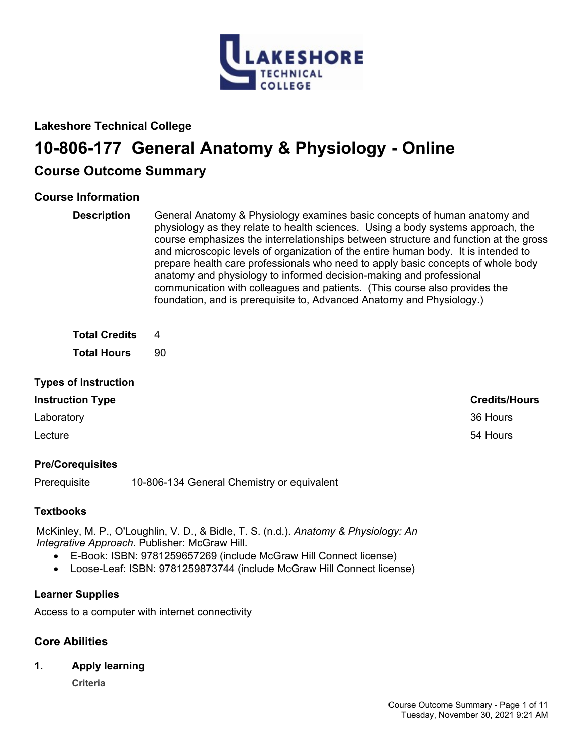## Lakeshore Technical College

# 10-806-177 General Anatomy & Physiology - Online

## Course Outcome Summary

### Course Information

**Description** General Anatomy & Physiology examines basic concepts of human anatomy and physiology as they relate to health sciences. Using a body systems approach, the course emphasizes the interrelationships between structure and function at the gross and microscopic levels of organization of the entire human body. It is intended to prepare health care professionals who need to apply basic concepts of whole body anatomy and physiology to informed decision-making and professional communication with colleagues and patients. (This course also provides the foundation, and is prerequisite to, Advanced Anatomy and Physiology.)

**Total Credits** 4

**Total Hours** 90

### Types of Instruction

| Instruction Type | Credits/Hours |
| --- | --- |
| Laboratory | 36 Hours |
| Lecture | 54 Hours |

### Pre/Corequisites

Prerequisite 10-806-134 General Chemistry or equivalent

### Textbooks

McKinley, M. P., O'Loughlin, V. D., & Bidle, T. S. (n.d.). *Anatomy & Physiology: An Integrative Approach*. Publisher: McGraw Hill.

- E-Book: ISBN: 9781259657269 (include McGraw Hill Connect license)
- Loose-Leaf: ISBN: 9781259873744 (include McGraw Hill Connect license)

### Learner Supplies

Access to a computer with internet connectivity

### Core Abilities

1. **Apply learning**

   **Criteria**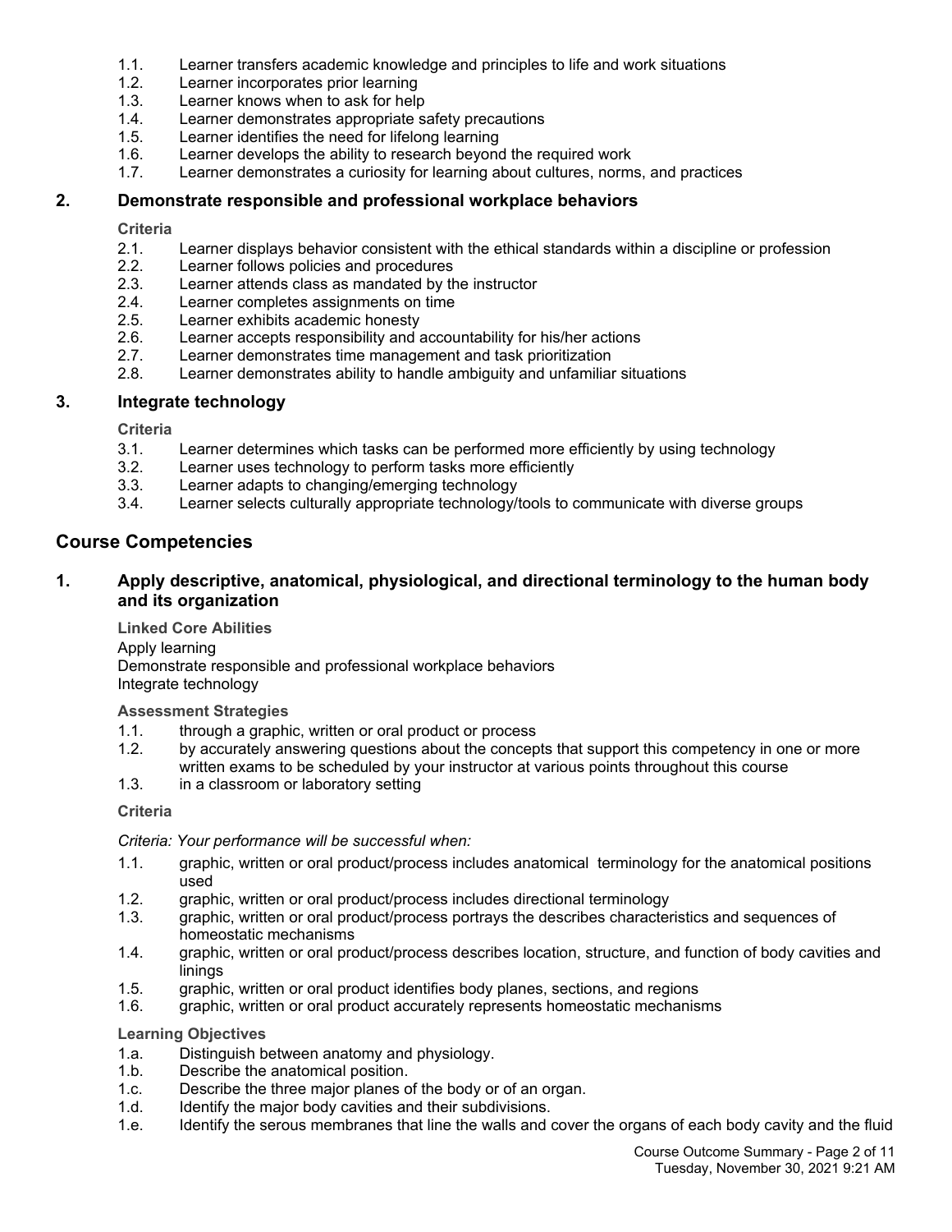1.1. Learner transfers academic knowledge and principles to life and work situations
1.2. Learner incorporates prior learning
1.3. Learner knows when to ask for help
1.4. Learner demonstrates appropriate safety precautions
1.5. Learner identifies the need for lifelong learning
1.6. Learner develops the ability to research beyond the required work
1.7. Learner demonstrates a curiosity for learning about cultures, norms, and practices

### 2. Demonstrate responsible and professional workplace behaviors

**Criteria**

2.1. Learner displays behavior consistent with the ethical standards within a discipline or profession
2.2. Learner follows policies and procedures
2.3. Learner attends class as mandated by the instructor
2.4. Learner completes assignments on time
2.5. Learner exhibits academic honesty
2.6. Learner accepts responsibility and accountability for his/her actions
2.7. Learner demonstrates time management and task prioritization
2.8. Learner demonstrates ability to handle ambiguity and unfamiliar situations

### 3. Integrate technology

**Criteria**

3.1. Learner determines which tasks can be performed more efficiently by using technology
3.2. Learner uses technology to perform tasks more efficiently
3.3. Learner adapts to changing/emerging technology
3.4. Learner selects culturally appropriate technology/tools to communicate with diverse groups

## Course Competencies

### 1. Apply descriptive, anatomical, physiological, and directional terminology to the human body and its organization

**Linked Core Abilities**

Apply learning
Demonstrate responsible and professional workplace behaviors
Integrate technology

**Assessment Strategies**

1.1. through a graphic, written or oral product or process
1.2. by accurately answering questions about the concepts that support this competency in one or more written exams to be scheduled by your instructor at various points throughout this course
1.3. in a classroom or laboratory setting

**Criteria**

*Criteria: Your performance will be successful when:*

1.1. graphic, written or oral product/process includes anatomical terminology for the anatomical positions used
1.2. graphic, written or oral product/process includes directional terminology
1.3. graphic, written or oral product/process portrays the describes characteristics and sequences of homeostatic mechanisms
1.4. graphic, written or oral product/process describes location, structure, and function of body cavities and linings
1.5. graphic, written or oral product identifies body planes, sections, and regions
1.6. graphic, written or oral product accurately represents homeostatic mechanisms

**Learning Objectives**

1.a. Distinguish between anatomy and physiology.
1.b. Describe the anatomical position.
1.c. Describe the three major planes of the body or of an organ.
1.d. Identify the major body cavities and their subdivisions.
1.e. Identify the serous membranes that line the walls and cover the organs of each body cavity and the fluid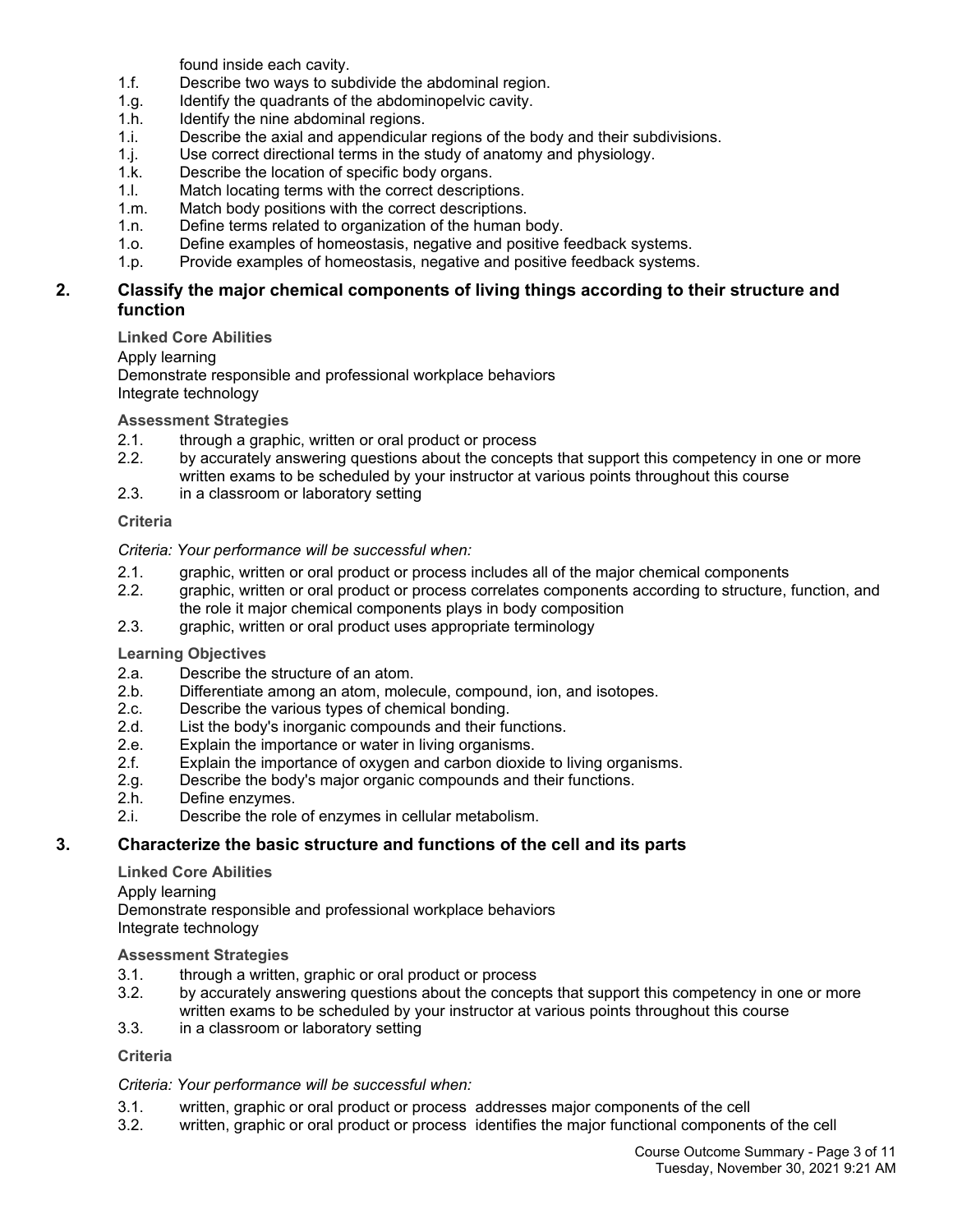found inside each cavity.

1.f. Describe two ways to subdivide the abdominal region.
1.g. Identify the quadrants of the abdominopelvic cavity.
1.h. Identify the nine abdominal regions.
1.i. Describe the axial and appendicular regions of the body and their subdivisions.
1.j. Use correct directional terms in the study of anatomy and physiology.
1.k. Describe the location of specific body organs.
1.l. Match locating terms with the correct descriptions.
1.m. Match body positions with the correct descriptions.
1.n. Define terms related to organization of the human body.
1.o. Define examples of homeostasis, negative and positive feedback systems.
1.p. Provide examples of homeostasis, negative and positive feedback systems.

## 2. Classify the major chemical components of living things according to their structure and function

**Linked Core Abilities**

Apply learning
Demonstrate responsible and professional workplace behaviors
Integrate technology

**Assessment Strategies**

2.1. through a graphic, written or oral product or process
2.2. by accurately answering questions about the concepts that support this competency in one or more written exams to be scheduled by your instructor at various points throughout this course
2.3. in a classroom or laboratory setting

**Criteria**

*Criteria: Your performance will be successful when:*

2.1. graphic, written or oral product or process includes all of the major chemical components
2.2. graphic, written or oral product or process correlates components according to structure, function, and the role it major chemical components plays in body composition
2.3. graphic, written or oral product uses appropriate terminology

**Learning Objectives**

2.a. Describe the structure of an atom.
2.b. Differentiate among an atom, molecule, compound, ion, and isotopes.
2.c. Describe the various types of chemical bonding.
2.d. List the body's inorganic compounds and their functions.
2.e. Explain the importance or water in living organisms.
2.f. Explain the importance of oxygen and carbon dioxide to living organisms.
2.g. Describe the body's major organic compounds and their functions.
2.h. Define enzymes.
2.i. Describe the role of enzymes in cellular metabolism.

## 3. Characterize the basic structure and functions of the cell and its parts

**Linked Core Abilities**

Apply learning
Demonstrate responsible and professional workplace behaviors
Integrate technology

**Assessment Strategies**

3.1. through a written, graphic or oral product or process
3.2. by accurately answering questions about the concepts that support this competency in one or more written exams to be scheduled by your instructor at various points throughout this course
3.3. in a classroom or laboratory setting

**Criteria**

*Criteria: Your performance will be successful when:*

3.1. written, graphic or oral product or process addresses major components of the cell
3.2. written, graphic or oral product or process identifies the major functional components of the cell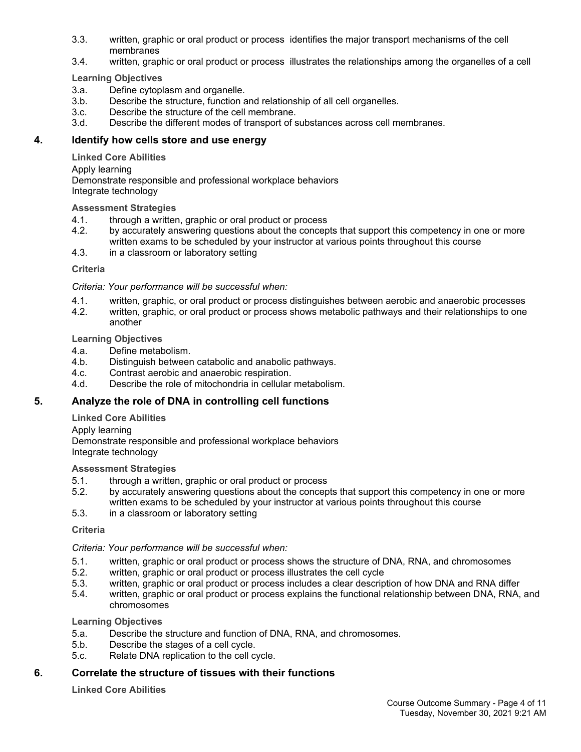3.3. written, graphic or oral product or process identifies the major transport mechanisms of the cell membranes
3.4. written, graphic or oral product or process illustrates the relationships among the organelles of a cell

**Learning Objectives**

3.a. Define cytoplasm and organelle.
3.b. Describe the structure, function and relationship of all cell organelles.
3.c. Describe the structure of the cell membrane.
3.d. Describe the different modes of transport of substances across cell membranes.

## 4. Identify how cells store and use energy

**Linked Core Abilities**

Apply learning
Demonstrate responsible and professional workplace behaviors
Integrate technology

**Assessment Strategies**

4.1. through a written, graphic or oral product or process
4.2. by accurately answering questions about the concepts that support this competency in one or more written exams to be scheduled by your instructor at various points throughout this course
4.3. in a classroom or laboratory setting

**Criteria**

*Criteria: Your performance will be successful when:*

4.1. written, graphic, or oral product or process distinguishes between aerobic and anaerobic processes
4.2. written, graphic, or oral product or process shows metabolic pathways and their relationships to one another

**Learning Objectives**

4.a. Define metabolism.
4.b. Distinguish between catabolic and anabolic pathways.
4.c. Contrast aerobic and anaerobic respiration.
4.d. Describe the role of mitochondria in cellular metabolism.

## 5. Analyze the role of DNA in controlling cell functions

**Linked Core Abilities**

Apply learning
Demonstrate responsible and professional workplace behaviors
Integrate technology

**Assessment Strategies**

5.1. through a written, graphic or oral product or process
5.2. by accurately answering questions about the concepts that support this competency in one or more written exams to be scheduled by your instructor at various points throughout this course
5.3. in a classroom or laboratory setting

**Criteria**

*Criteria: Your performance will be successful when:*

5.1. written, graphic or oral product or process shows the structure of DNA, RNA, and chromosomes
5.2. written, graphic or oral product or process illustrates the cell cycle
5.3. written, graphic or oral product or process includes a clear description of how DNA and RNA differ
5.4. written, graphic or oral product or process explains the functional relationship between DNA, RNA, and chromosomes

**Learning Objectives**

5.a. Describe the structure and function of DNA, RNA, and chromosomes.
5.b. Describe the stages of a cell cycle.
5.c. Relate DNA replication to the cell cycle.

## 6. Correlate the structure of tissues with their functions

**Linked Core Abilities**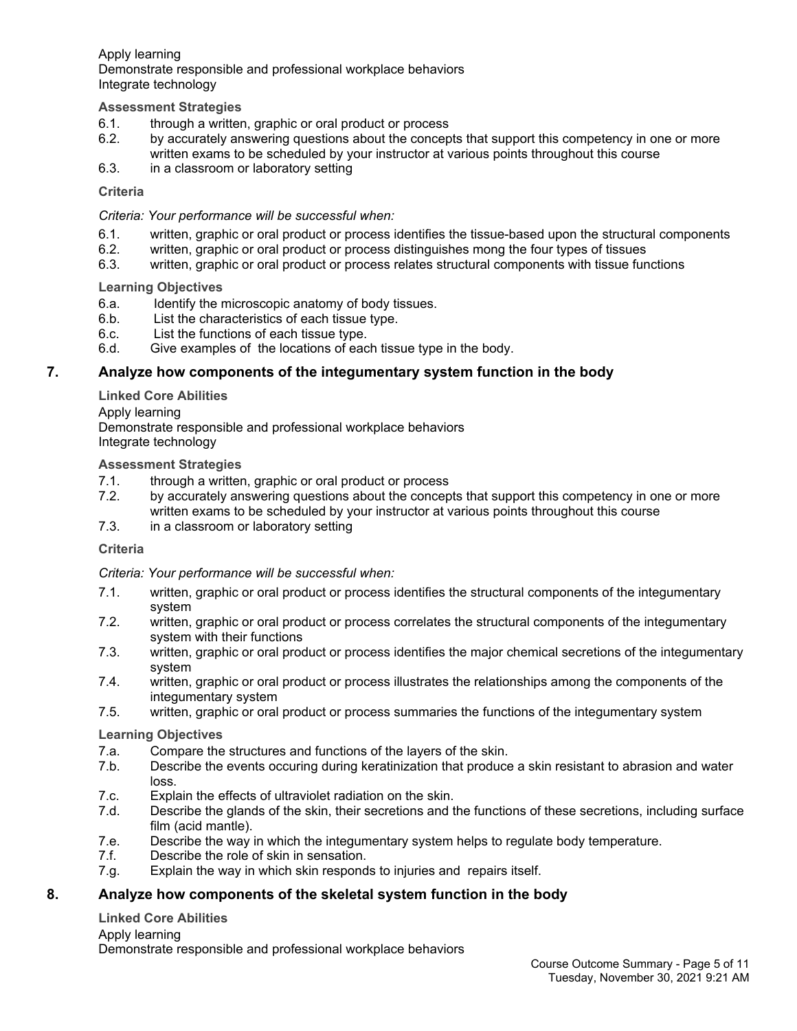Apply learning
Demonstrate responsible and professional workplace behaviors
Integrate technology

**Assessment Strategies**

6.1. through a written, graphic or oral product or process
6.2. by accurately answering questions about the concepts that support this competency in one or more written exams to be scheduled by your instructor at various points throughout this course
6.3. in a classroom or laboratory setting

**Criteria**

*Criteria: Your performance will be successful when:*

6.1. written, graphic or oral product or process identifies the tissue-based upon the structural components
6.2. written, graphic or oral product or process distinguishes mong the four types of tissues
6.3. written, graphic or oral product or process relates structural components with tissue functions

**Learning Objectives**

6.a. Identify the microscopic anatomy of body tissues.
6.b. List the characteristics of each tissue type.
6.c. List the functions of each tissue type.
6.d. Give examples of the locations of each tissue type in the body.

## 7. Analyze how components of the integumentary system function in the body

**Linked Core Abilities**

Apply learning
Demonstrate responsible and professional workplace behaviors
Integrate technology

**Assessment Strategies**

7.1. through a written, graphic or oral product or process
7.2. by accurately answering questions about the concepts that support this competency in one or more written exams to be scheduled by your instructor at various points throughout this course
7.3. in a classroom or laboratory setting

**Criteria**

*Criteria: Your performance will be successful when:*

7.1. written, graphic or oral product or process identifies the structural components of the integumentary system
7.2. written, graphic or oral product or process correlates the structural components of the integumentary system with their functions
7.3. written, graphic or oral product or process identifies the major chemical secretions of the integumentary system
7.4. written, graphic or oral product or process illustrates the relationships among the components of the integumentary system
7.5. written, graphic or oral product or process summaries the functions of the integumentary system

**Learning Objectives**

7.a. Compare the structures and functions of the layers of the skin.
7.b. Describe the events occuring during keratinization that produce a skin resistant to abrasion and water loss.
7.c. Explain the effects of ultraviolet radiation on the skin.
7.d. Describe the glands of the skin, their secretions and the functions of these secretions, including surface film (acid mantle).
7.e. Describe the way in which the integumentary system helps to regulate body temperature.
7.f. Describe the role of skin in sensation.
7.g. Explain the way in which skin responds to injuries and repairs itself.

## 8. Analyze how components of the skeletal system function in the body

**Linked Core Abilities**

Apply learning
Demonstrate responsible and professional workplace behaviors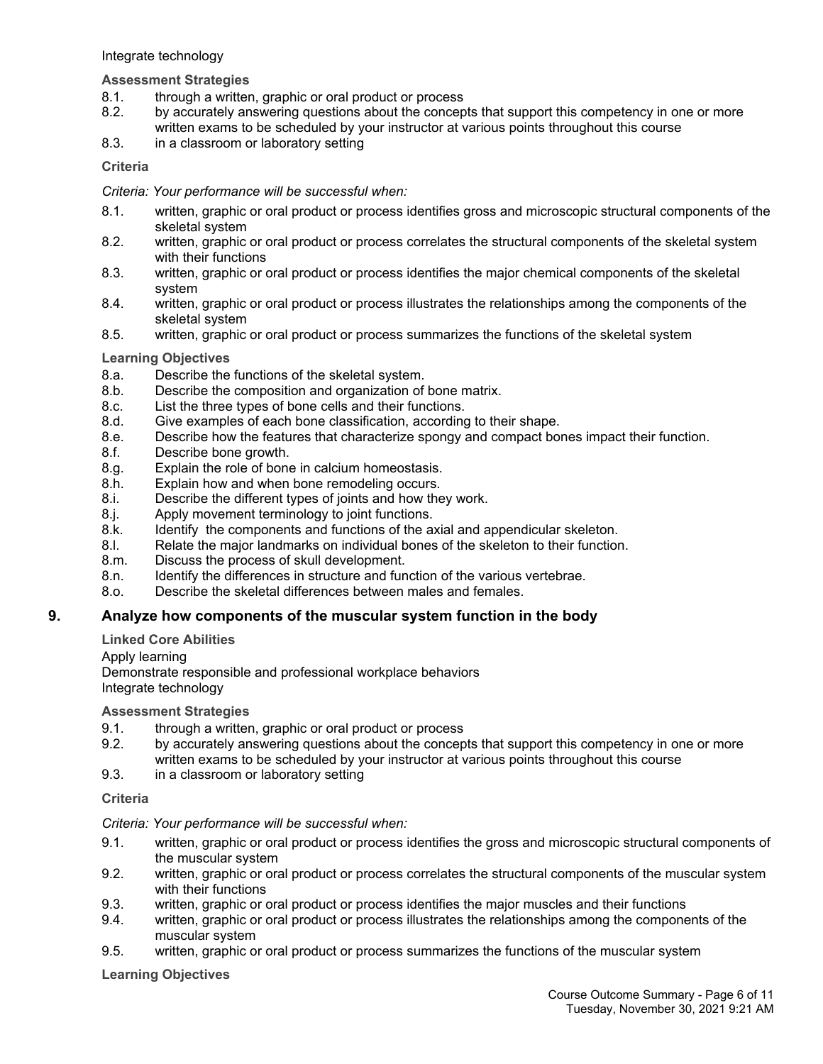Integrate technology

**Assessment Strategies**

8.1. through a written, graphic or oral product or process
8.2. by accurately answering questions about the concepts that support this competency in one or more written exams to be scheduled by your instructor at various points throughout this course
8.3. in a classroom or laboratory setting

**Criteria**

*Criteria: Your performance will be successful when:*

8.1. written, graphic or oral product or process identifies gross and microscopic structural components of the skeletal system
8.2. written, graphic or oral product or process correlates the structural components of the skeletal system with their functions
8.3. written, graphic or oral product or process identifies the major chemical components of the skeletal system
8.4. written, graphic or oral product or process illustrates the relationships among the components of the skeletal system
8.5. written, graphic or oral product or process summarizes the functions of the skeletal system

**Learning Objectives**

8.a. Describe the functions of the skeletal system.
8.b. Describe the composition and organization of bone matrix.
8.c. List the three types of bone cells and their functions.
8.d. Give examples of each bone classification, according to their shape.
8.e. Describe how the features that characterize spongy and compact bones impact their function.
8.f. Describe bone growth.
8.g. Explain the role of bone in calcium homeostasis.
8.h. Explain how and when bone remodeling occurs.
8.i. Describe the different types of joints and how they work.
8.j. Apply movement terminology to joint functions.
8.k. Identify the components and functions of the axial and appendicular skeleton.
8.l. Relate the major landmarks on individual bones of the skeleton to their function.
8.m. Discuss the process of skull development.
8.n. Identify the differences in structure and function of the various vertebrae.
8.o. Describe the skeletal differences between males and females.

## 9. Analyze how components of the muscular system function in the body

**Linked Core Abilities**

Apply learning
Demonstrate responsible and professional workplace behaviors
Integrate technology

**Assessment Strategies**

9.1. through a written, graphic or oral product or process
9.2. by accurately answering questions about the concepts that support this competency in one or more written exams to be scheduled by your instructor at various points throughout this course
9.3. in a classroom or laboratory setting

**Criteria**

*Criteria: Your performance will be successful when:*

9.1. written, graphic or oral product or process identifies the gross and microscopic structural components of the muscular system
9.2. written, graphic or oral product or process correlates the structural components of the muscular system with their functions
9.3. written, graphic or oral product or process identifies the major muscles and their functions
9.4. written, graphic or oral product or process illustrates the relationships among the components of the muscular system
9.5. written, graphic or oral product or process summarizes the functions of the muscular system

**Learning Objectives**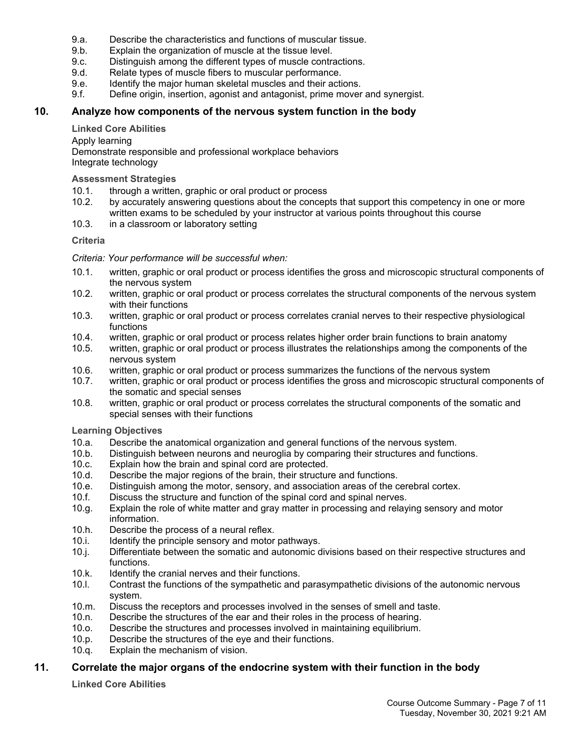9.a. Describe the characteristics and functions of muscular tissue.
9.b. Explain the organization of muscle at the tissue level.
9.c. Distinguish among the different types of muscle contractions.
9.d. Relate types of muscle fibers to muscular performance.
9.e. Identify the major human skeletal muscles and their actions.
9.f. Define origin, insertion, agonist and antagonist, prime mover and synergist.

## 10. Analyze how components of the nervous system function in the body

**Linked Core Abilities**

Apply learning
Demonstrate responsible and professional workplace behaviors
Integrate technology

**Assessment Strategies**

10.1. through a written, graphic or oral product or process
10.2. by accurately answering questions about the concepts that support this competency in one or more written exams to be scheduled by your instructor at various points throughout this course
10.3. in a classroom or laboratory setting

**Criteria**

*Criteria: Your performance will be successful when:*

10.1. written, graphic or oral product or process identifies the gross and microscopic structural components of the nervous system
10.2. written, graphic or oral product or process correlates the structural components of the nervous system with their functions
10.3. written, graphic or oral product or process correlates cranial nerves to their respective physiological functions
10.4. written, graphic or oral product or process relates higher order brain functions to brain anatomy
10.5. written, graphic or oral product or process illustrates the relationships among the components of the nervous system
10.6. written, graphic or oral product or process summarizes the functions of the nervous system
10.7. written, graphic or oral product or process identifies the gross and microscopic structural components of the somatic and special senses
10.8. written, graphic or oral product or process correlates the structural components of the somatic and special senses with their functions

**Learning Objectives**

10.a. Describe the anatomical organization and general functions of the nervous system.
10.b. Distinguish between neurons and neuroglia by comparing their structures and functions.
10.c. Explain how the brain and spinal cord are protected.
10.d. Describe the major regions of the brain, their structure and functions.
10.e. Distinguish among the motor, sensory, and association areas of the cerebral cortex.
10.f. Discuss the structure and function of the spinal cord and spinal nerves.
10.g. Explain the role of white matter and gray matter in processing and relaying sensory and motor information.
10.h. Describe the process of a neural reflex.
10.i. Identify the principle sensory and motor pathways.
10.j. Differentiate between the somatic and autonomic divisions based on their respective structures and functions.
10.k. Identify the cranial nerves and their functions.
10.l. Contrast the functions of the sympathetic and parasympathetic divisions of the autonomic nervous system.
10.m. Discuss the receptors and processes involved in the senses of smell and taste.
10.n. Describe the structures of the ear and their roles in the process of hearing.
10.o. Describe the structures and processes involved in maintaining equilibrium.
10.p. Describe the structures of the eye and their functions.
10.q. Explain the mechanism of vision.

## 11. Correlate the major organs of the endocrine system with their function in the body

**Linked Core Abilities**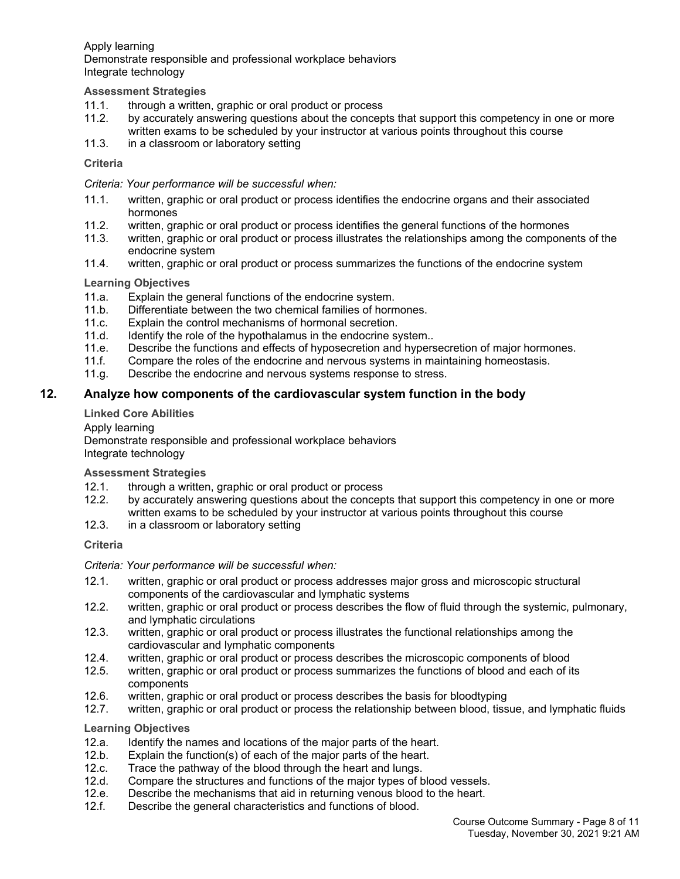Apply learning
Demonstrate responsible and professional workplace behaviors
Integrate technology

**Assessment Strategies**

11.1. through a written, graphic or oral product or process
11.2. by accurately answering questions about the concepts that support this competency in one or more written exams to be scheduled by your instructor at various points throughout this course
11.3. in a classroom or laboratory setting

**Criteria**

*Criteria: Your performance will be successful when:*

11.1. written, graphic or oral product or process identifies the endocrine organs and their associated hormones
11.2. written, graphic or oral product or process identifies the general functions of the hormones
11.3. written, graphic or oral product or process illustrates the relationships among the components of the endocrine system
11.4. written, graphic or oral product or process summarizes the functions of the endocrine system

**Learning Objectives**

11.a. Explain the general functions of the endocrine system.
11.b. Differentiate between the two chemical families of hormones.
11.c. Explain the control mechanisms of hormonal secretion.
11.d. Identify the role of the hypothalamus in the endocrine system..
11.e. Describe the functions and effects of hyposecretion and hypersecretion of major hormones.
11.f. Compare the roles of the endocrine and nervous systems in maintaining homeostasis.
11.g. Describe the endocrine and nervous systems response to stress.

## 12. Analyze how components of the cardiovascular system function in the body

**Linked Core Abilities**

Apply learning
Demonstrate responsible and professional workplace behaviors
Integrate technology

**Assessment Strategies**

12.1. through a written, graphic or oral product or process
12.2. by accurately answering questions about the concepts that support this competency in one or more written exams to be scheduled by your instructor at various points throughout this course
12.3. in a classroom or laboratory setting

**Criteria**

*Criteria: Your performance will be successful when:*

12.1. written, graphic or oral product or process addresses major gross and microscopic structural components of the cardiovascular and lymphatic systems
12.2. written, graphic or oral product or process describes the flow of fluid through the systemic, pulmonary, and lymphatic circulations
12.3. written, graphic or oral product or process illustrates the functional relationships among the cardiovascular and lymphatic components
12.4. written, graphic or oral product or process describes the microscopic components of blood
12.5. written, graphic or oral product or process summarizes the functions of blood and each of its components
12.6. written, graphic or oral product or process describes the basis for bloodtyping
12.7. written, graphic or oral product or process the relationship between blood, tissue, and lymphatic fluids

**Learning Objectives**

12.a. Identify the names and locations of the major parts of the heart.
12.b. Explain the function(s) of each of the major parts of the heart.
12.c. Trace the pathway of the blood through the heart and lungs.
12.d. Compare the structures and functions of the major types of blood vessels.
12.e. Describe the mechanisms that aid in returning venous blood to the heart.
12.f. Describe the general characteristics and functions of blood.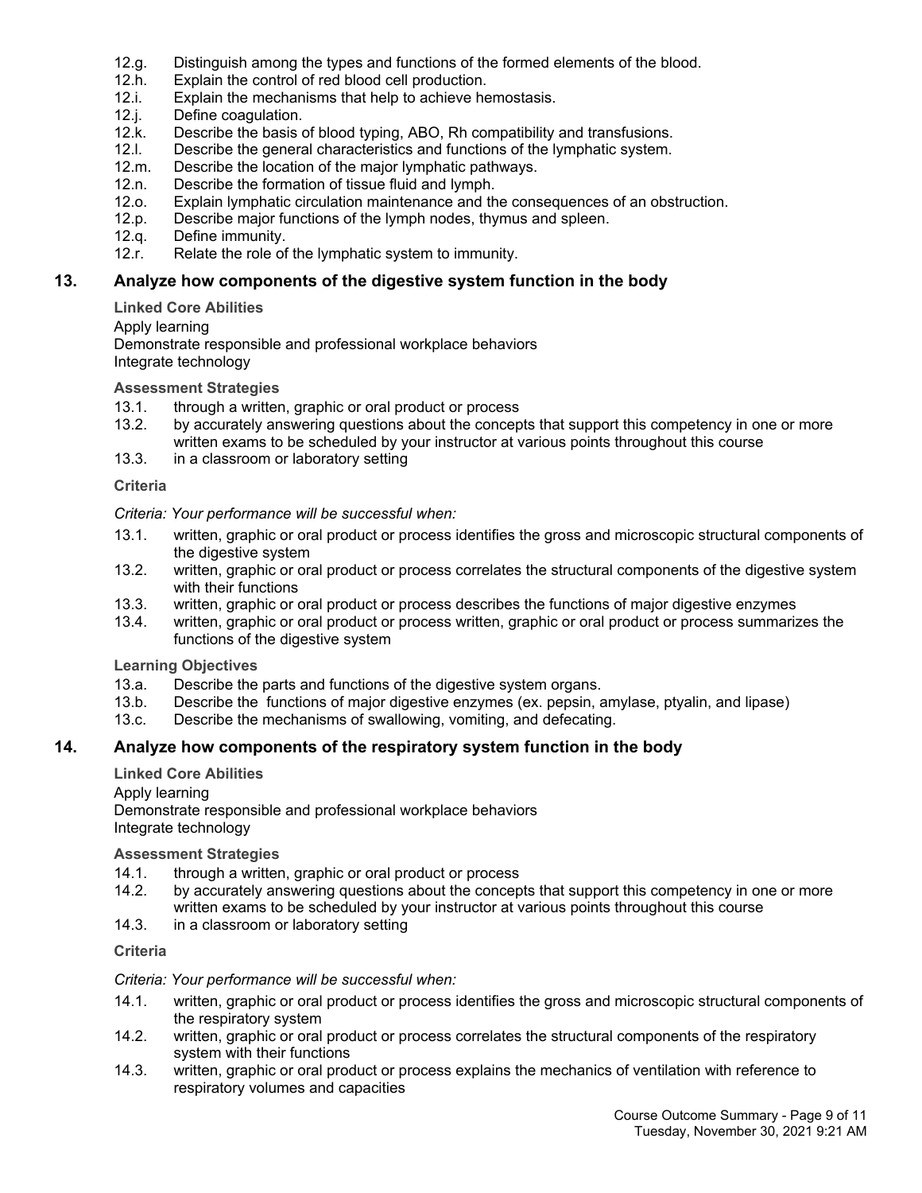12.g. Distinguish among the types and functions of the formed elements of the blood.
12.h. Explain the control of red blood cell production.
12.i. Explain the mechanisms that help to achieve hemostasis.
12.j. Define coagulation.
12.k. Describe the basis of blood typing, ABO, Rh compatibility and transfusions.
12.l. Describe the general characteristics and functions of the lymphatic system.
12.m. Describe the location of the major lymphatic pathways.
12.n. Describe the formation of tissue fluid and lymph.
12.o. Explain lymphatic circulation maintenance and the consequences of an obstruction.
12.p. Describe major functions of the lymph nodes, thymus and spleen.
12.q. Define immunity.
12.r. Relate the role of the lymphatic system to immunity.

## 13. Analyze how components of the digestive system function in the body

**Linked Core Abilities**

Apply learning
Demonstrate responsible and professional workplace behaviors
Integrate technology

**Assessment Strategies**

13.1. through a written, graphic or oral product or process
13.2. by accurately answering questions about the concepts that support this competency in one or more written exams to be scheduled by your instructor at various points throughout this course
13.3. in a classroom or laboratory setting

**Criteria**

*Criteria: Your performance will be successful when:*

13.1. written, graphic or oral product or process identifies the gross and microscopic structural components of the digestive system
13.2. written, graphic or oral product or process correlates the structural components of the digestive system with their functions
13.3. written, graphic or oral product or process describes the functions of major digestive enzymes
13.4. written, graphic or oral product or process written, graphic or oral product or process summarizes the functions of the digestive system

**Learning Objectives**

13.a. Describe the parts and functions of the digestive system organs.
13.b. Describe the functions of major digestive enzymes (ex. pepsin, amylase, ptyalin, and lipase)
13.c. Describe the mechanisms of swallowing, vomiting, and defecating.

## 14. Analyze how components of the respiratory system function in the body

**Linked Core Abilities**

Apply learning
Demonstrate responsible and professional workplace behaviors
Integrate technology

**Assessment Strategies**

14.1. through a written, graphic or oral product or process
14.2. by accurately answering questions about the concepts that support this competency in one or more written exams to be scheduled by your instructor at various points throughout this course
14.3. in a classroom or laboratory setting

**Criteria**

*Criteria: Your performance will be successful when:*

14.1. written, graphic or oral product or process identifies the gross and microscopic structural components of the respiratory system
14.2. written, graphic or oral product or process correlates the structural components of the respiratory system with their functions
14.3. written, graphic or oral product or process explains the mechanics of ventilation with reference to respiratory volumes and capacities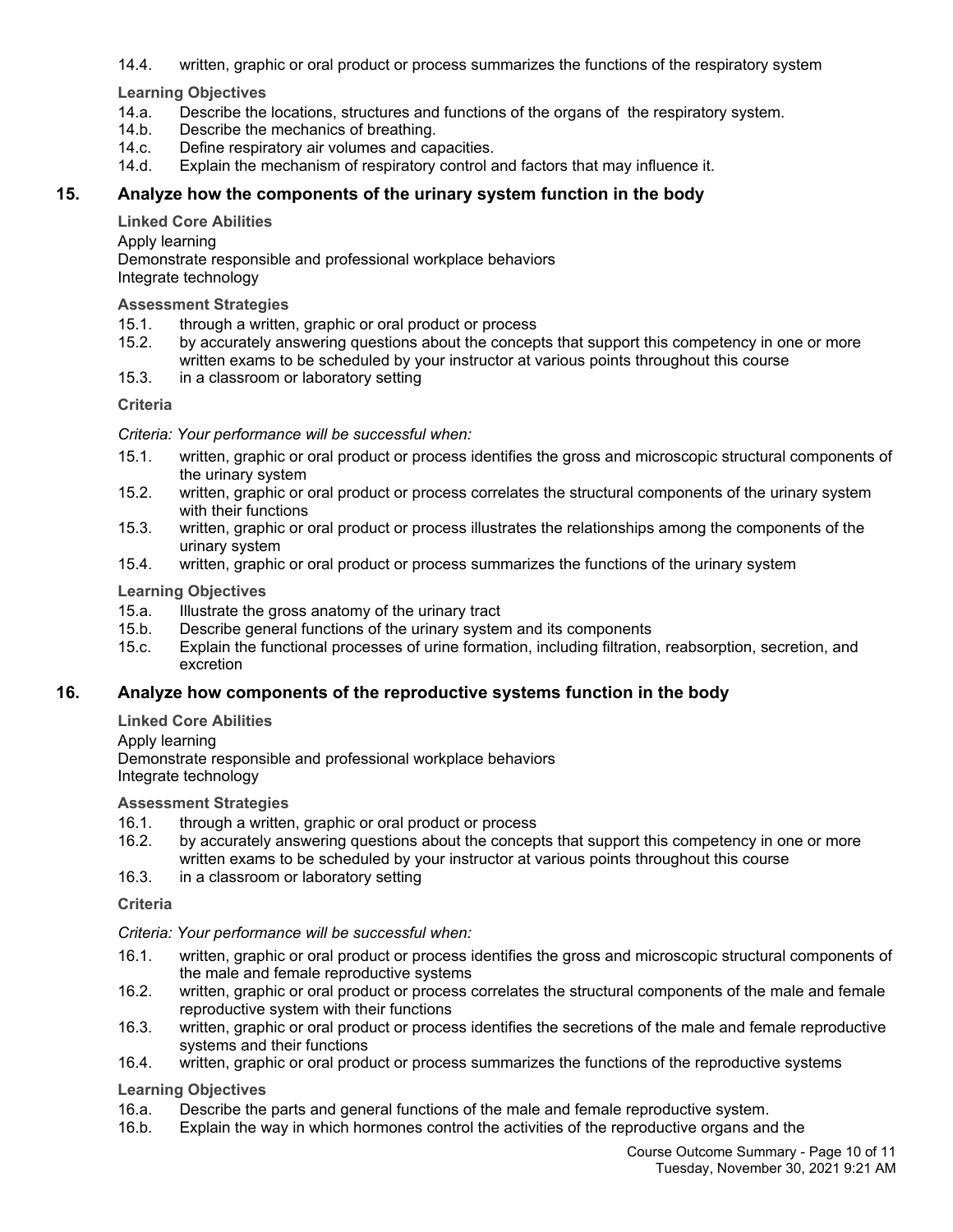14.4. written, graphic or oral product or process summarizes the functions of the respiratory system

**Learning Objectives**

14.a. Describe the locations, structures and functions of the organs of the respiratory system.
14.b. Describe the mechanics of breathing.
14.c. Define respiratory air volumes and capacities.
14.d. Explain the mechanism of respiratory control and factors that may influence it.

## 15. Analyze how the components of the urinary system function in the body

**Linked Core Abilities**

Apply learning
Demonstrate responsible and professional workplace behaviors
Integrate technology

**Assessment Strategies**

15.1. through a written, graphic or oral product or process
15.2. by accurately answering questions about the concepts that support this competency in one or more written exams to be scheduled by your instructor at various points throughout this course
15.3. in a classroom or laboratory setting

**Criteria**

*Criteria: Your performance will be successful when:*

15.1. written, graphic or oral product or process identifies the gross and microscopic structural components of the urinary system
15.2. written, graphic or oral product or process correlates the structural components of the urinary system with their functions
15.3. written, graphic or oral product or process illustrates the relationships among the components of the urinary system
15.4. written, graphic or oral product or process summarizes the functions of the urinary system

**Learning Objectives**

15.a. Illustrate the gross anatomy of the urinary tract
15.b. Describe general functions of the urinary system and its components
15.c. Explain the functional processes of urine formation, including filtration, reabsorption, secretion, and excretion

## 16. Analyze how components of the reproductive systems function in the body

**Linked Core Abilities**

Apply learning
Demonstrate responsible and professional workplace behaviors
Integrate technology

**Assessment Strategies**

16.1. through a written, graphic or oral product or process
16.2. by accurately answering questions about the concepts that support this competency in one or more written exams to be scheduled by your instructor at various points throughout this course
16.3. in a classroom or laboratory setting

**Criteria**

*Criteria: Your performance will be successful when:*

16.1. written, graphic or oral product or process identifies the gross and microscopic structural components of the male and female reproductive systems
16.2. written, graphic or oral product or process correlates the structural components of the male and female reproductive system with their functions
16.3. written, graphic or oral product or process identifies the secretions of the male and female reproductive systems and their functions
16.4. written, graphic or oral product or process summarizes the functions of the reproductive systems

**Learning Objectives**

16.a. Describe the parts and general functions of the male and female reproductive system.
16.b. Explain the way in which hormones control the activities of the reproductive organs and the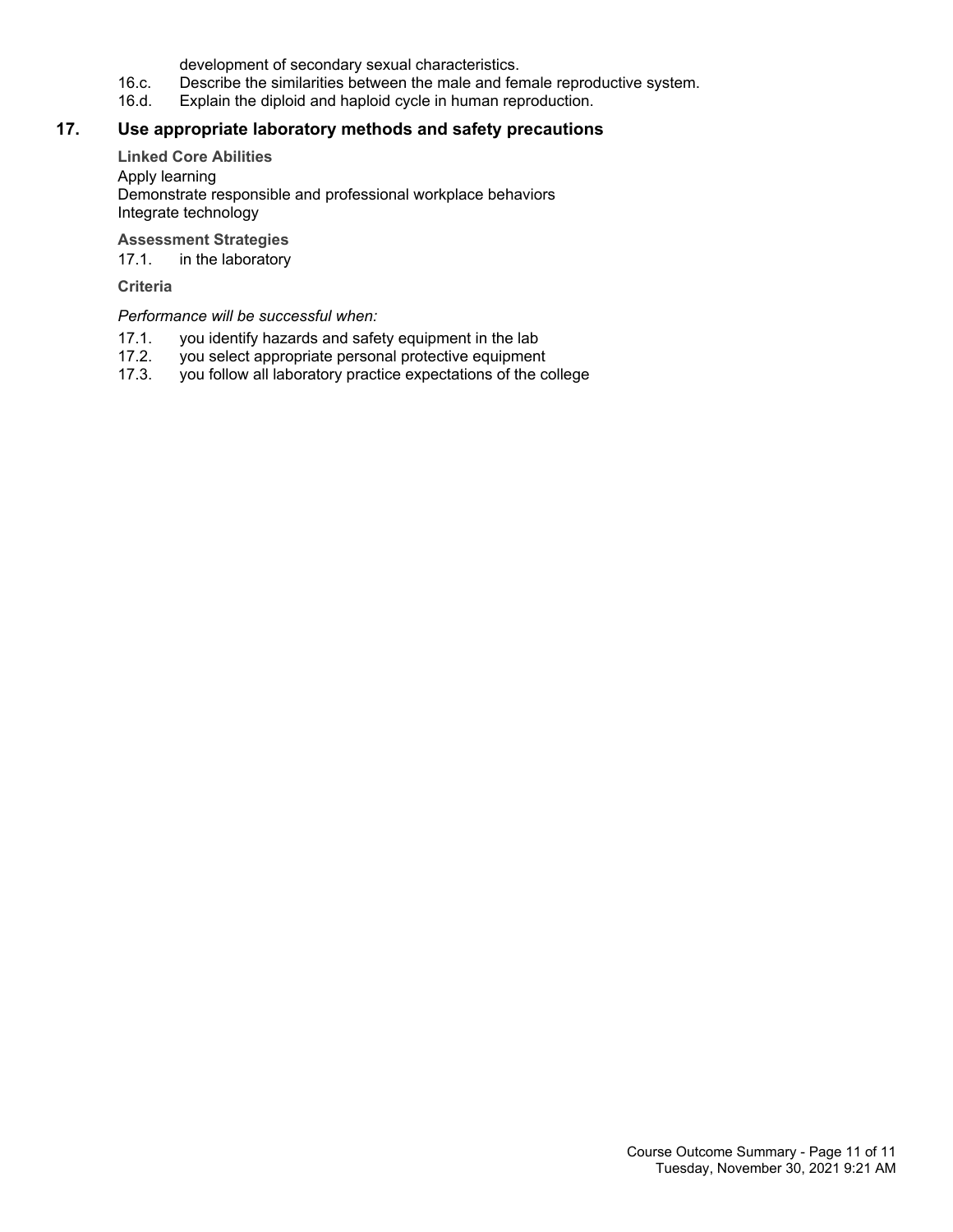development of secondary sexual characteristics.

16.c. Describe the similarities between the male and female reproductive system.

16.d. Explain the diploid and haploid cycle in human reproduction.

## 17. Use appropriate laboratory methods and safety precautions

**Linked Core Abilities**

Apply learning

Demonstrate responsible and professional workplace behaviors

Integrate technology

**Assessment Strategies**

17.1. in the laboratory

**Criteria**

*Performance will be successful when:*

17.1. you identify hazards and safety equipment in the lab

17.2. you select appropriate personal protective equipment

17.3. you follow all laboratory practice expectations of the college